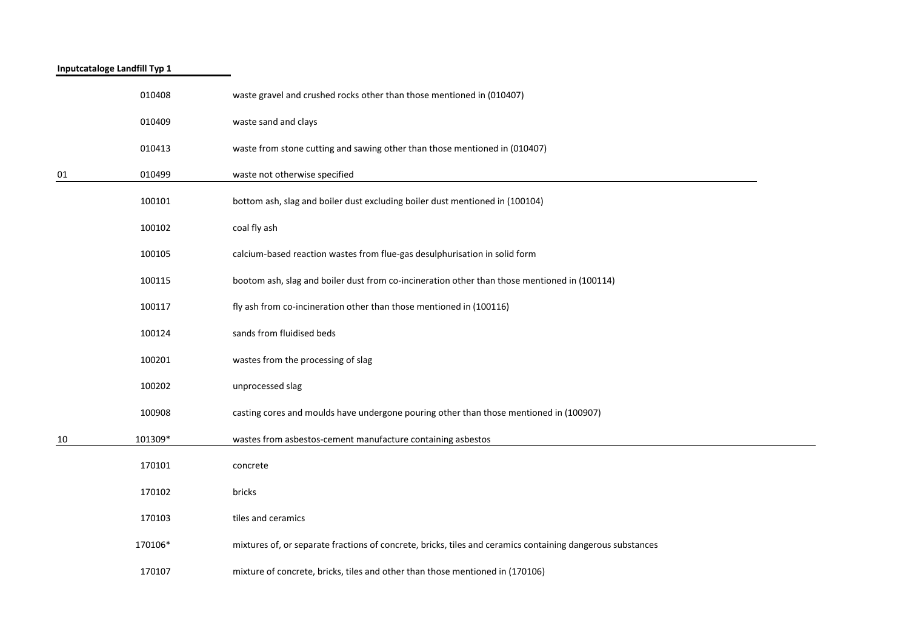**Inputcataloge Landfill Typ 1**

| | | |
|---|---|---|
| | 010408 | waste gravel and crushed rocks other than those mentioned in (010407) |
| | 010409 | waste sand and clays |
| | 010413 | waste from stone cutting and sawing other than those mentioned in (010407) |
| 01 | 010499 | waste not otherwise specified |
| | 100101 | bottom ash, slag and boiler dust excluding boiler dust mentioned in (100104) |
| | 100102 | coal fly ash |
| | 100105 | calcium-based reaction wastes from flue-gas desulphurisation in solid form |
| | 100115 | bootom ash, slag and boiler dust from co-incineration other than those mentioned in (100114) |
| | 100117 | fly ash from co-incineration other than those mentioned in (100116) |
| | 100124 | sands from fluidised beds |
| | 100201 | wastes from the processing of slag |
| | 100202 | unprocessed slag |
| | 100908 | casting cores and moulds have undergone pouring other than those mentioned in (100907) |
| 10 | 101309* | wastes from asbestos-cement manufacture containing asbestos |
| | 170101 | concrete |
| | 170102 | bricks |
| | 170103 | tiles and ceramics |
| | 170106* | mixtures of, or separate fractions of concrete, bricks, tiles and ceramics containing dangerous substances |
| | 170107 | mixture of concrete, bricks, tiles and other than those mentioned in (170106) |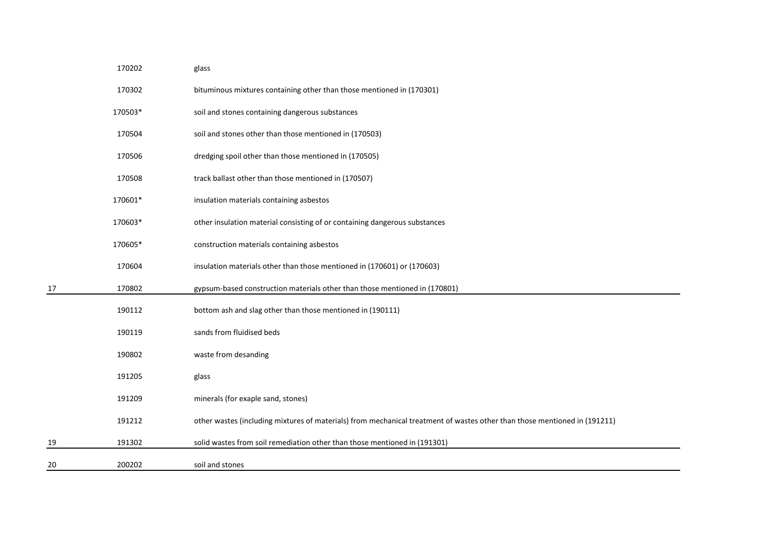| | | |
|---|---|---|
| | 170202 | glass |
| | 170302 | bituminous mixtures containing other than those mentioned in (170301) |
| | 170503* | soil and stones containing dangerous substances |
| | 170504 | soil and stones other than those mentioned in (170503) |
| | 170506 | dredging spoil other than those mentioned in (170505) |
| | 170508 | track ballast other than those mentioned in (170507) |
| | 170601* | insulation materials containing asbestos |
| | 170603* | other insulation material consisting of or containing dangerous substances |
| | 170605* | construction materials containing asbestos |
| | 170604 | insulation materials other than those mentioned in (170601) or (170603) |
| 17 | 170802 | gypsum-based construction materials other than those mentioned in (170801) |
| | 190112 | bottom ash and slag other than those mentioned in (190111) |
| | 190119 | sands from fluidised beds |
| | 190802 | waste from desanding |
| | 191205 | glass |
| | 191209 | minerals (for exaple sand, stones) |
| | 191212 | other wastes (including mixtures of materials) from mechanical treatment of wastes other than those mentioned in (191211) |
| 19 | 191302 | solid wastes from soil remediation other than those mentioned in (191301) |
| 20 | 200202 | soil and stones |